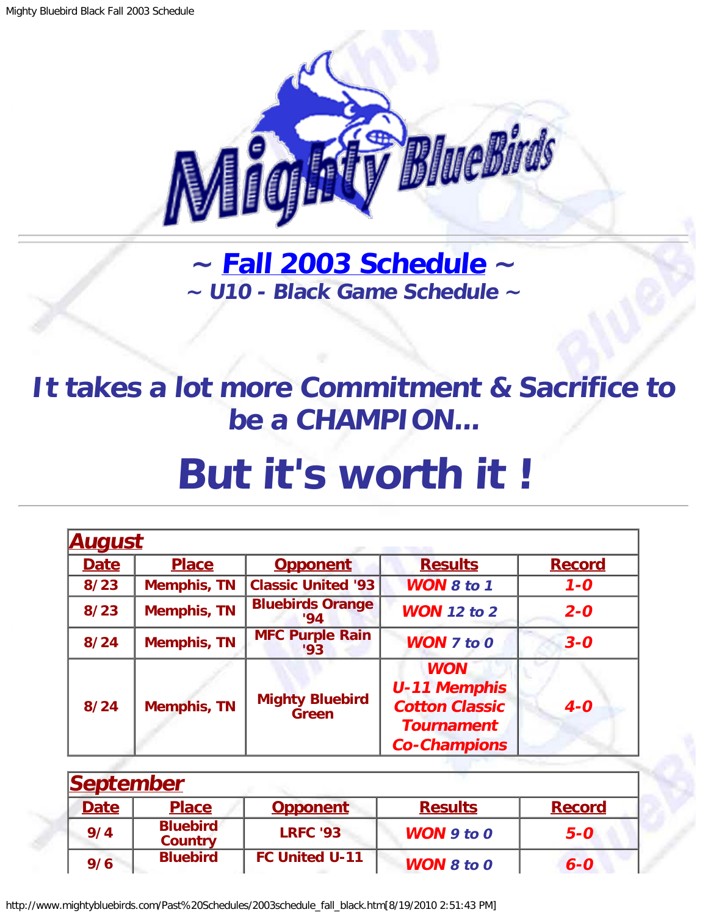# ~ Fall 2003 Schedule ~

## ~ U10 - Black Game Schedule ~

# It takes a lot more Commitment & Sacrifice to be a CHAMPION...

# But it's worth it !

| August | | | | |
|---|---|---|---|---|
| **Date** | **Place** | **Opponent** | **Results** | **Record** |
| 8/23 | Memphis, TN | Classic United '93 | ***WON** 8 to 1* | *1-0* |
| 8/23 | Memphis, TN | Bluebirds Orange '94 | ***WON** 12 to 2* | *2-0* |
| 8/24 | Memphis, TN | MFC Purple Rain '93 | ***WON** 7 to 0* | *3-0* |
| 8/24 | Memphis, TN | Mighty Bluebird Green | ***WON U-11 Memphis Cotton Classic Tournament Co-Champions*** | *4-0* |

| September | | | | |
|---|---|---|---|---|
| **Date** | **Place** | **Opponent** | **Results** | **Record** |
| 9/4 | Bluebird Country | LRFC '93 | ***WON** 9 to 0* | *5-0* |
| 9/6 | Bluebird | FC United U-11 | ***WON** 8 to 0* | *6-0* |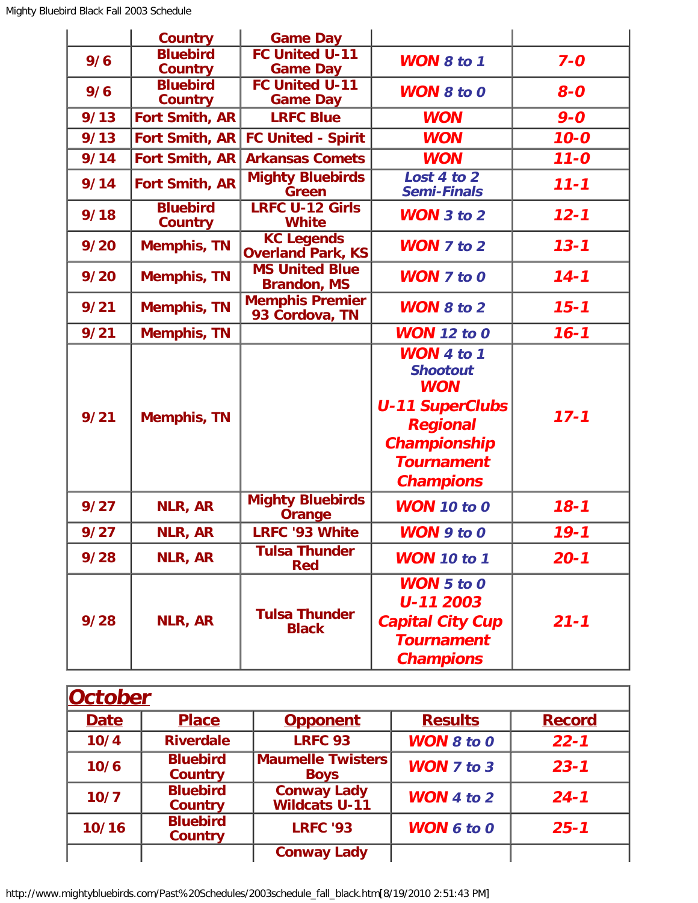| | Country | Game Day | | |
|---|---|---|---|---|
| 9/6 | Bluebird Country | FC United U-11 Game Day | ***WON*** *8 to 1* | ***7-0*** |
| 9/6 | Bluebird Country | FC United U-11 Game Day | ***WON*** *8 to 0* | ***8-0*** |
| 9/13 | Fort Smith, AR | LRFC Blue | ***WON*** | ***9-0*** |
| 9/13 | Fort Smith, AR | FC United - Spirit | ***WON*** | ***10-0*** |
| 9/14 | Fort Smith, AR | Arkansas Comets | ***WON*** | ***11-0*** |
| 9/14 | Fort Smith, AR | Mighty Bluebirds Green | *Lost 4 to 2 Semi-Finals* | ***11-1*** |
| 9/18 | Bluebird Country | LRFC U-12 Girls White | ***WON*** *3 to 2* | ***12-1*** |
| 9/20 | Memphis, TN | KC Legends Overland Park, KS | ***WON*** *7 to 2* | ***13-1*** |
| 9/20 | Memphis, TN | MS United Blue Brandon, MS | ***WON*** *7 to 0* | ***14-1*** |
| 9/21 | Memphis, TN | Memphis Premier 93 Cordova, TN | ***WON*** *8 to 2* | ***15-1*** |
| 9/21 | Memphis, TN | | ***WON*** *12 to 0* | ***16-1*** |
| 9/21 | Memphis, TN | | ***WON*** *4 to 1 Shootout* ***WON U-11 SuperClubs Regional Championship Tournament Champions*** | ***17-1*** |
| 9/27 | NLR, AR | Mighty Bluebirds Orange | ***WON*** *10 to 0* | ***18-1*** |
| 9/27 | NLR, AR | LRFC '93 White | ***WON*** *9 to 0* | ***19-1*** |
| 9/28 | NLR, AR | Tulsa Thunder Red | ***WON*** *10 to 1* | ***20-1*** |
| 9/28 | NLR, AR | Tulsa Thunder Black | ***WON*** *5 to 0* ***U-11 2003 Capital City Cup Tournament Champions*** | ***21-1*** |

## *October*

| Date | Place | Opponent | Results | Record |
|---|---|---|---|---|
| 10/4 | Riverdale | LRFC 93 | ***WON*** *8 to 0* | ***22-1*** |
| 10/6 | Bluebird Country | Maumelle Twisters Boys | ***WON*** *7 to 3* | ***23-1*** |
| 10/7 | Bluebird Country | Conway Lady Wildcats U-11 | ***WON*** *4 to 2* | ***24-1*** |
| 10/16 | Bluebird Country | LRFC '93 | ***WON*** *6 to 0* | ***25-1*** |
| | | Conway Lady | | |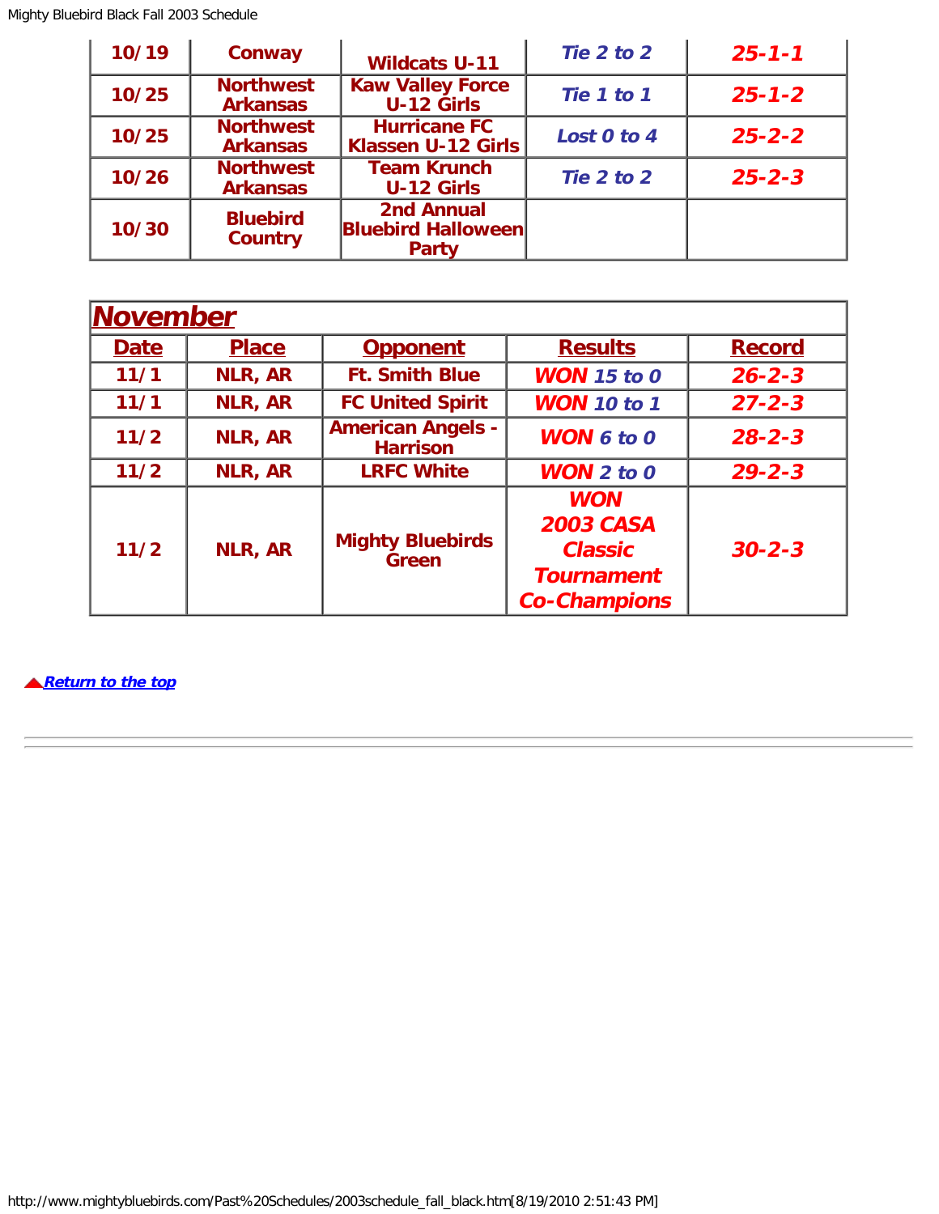| | | | | |
|---|---|---|---|---|
| 10/19 | Conway | Wildcats U-11 | *Tie 2 to 2* | *25-1-1* |
| 10/25 | Northwest Arkansas | Kaw Valley Force U-12 Girls | *Tie 1 to 1* | *25-1-2* |
| 10/25 | Northwest Arkansas | Hurricane FC Klassen U-12 Girls | *Lost 0 to 4* | *25-2-2* |
| 10/26 | Northwest Arkansas | Team Krunch U-12 Girls | *Tie 2 to 2* | *25-2-3* |
| 10/30 | Bluebird Country | 2nd Annual Bluebird Halloween Party | | |

| ***November*** | | | | |
|---|---|---|---|---|
| **Date** | **Place** | **Opponent** | **Results** | **Record** |
| 11/1 | NLR, AR | Ft. Smith Blue | *WON 15 to 0* | *26-2-3* |
| 11/1 | NLR, AR | FC United Spirit | *WON 10 to 1* | *27-2-3* |
| 11/2 | NLR, AR | American Angels - Harrison | *WON 6 to 0* | *28-2-3* |
| 11/2 | NLR, AR | LRFC White | *WON 2 to 0* | *29-2-3* |
| 11/2 | NLR, AR | Mighty Bluebirds Green | *WON 2003 CASA Classic Tournament Co-Champions* | *30-2-3* |

[Return to the top](#)